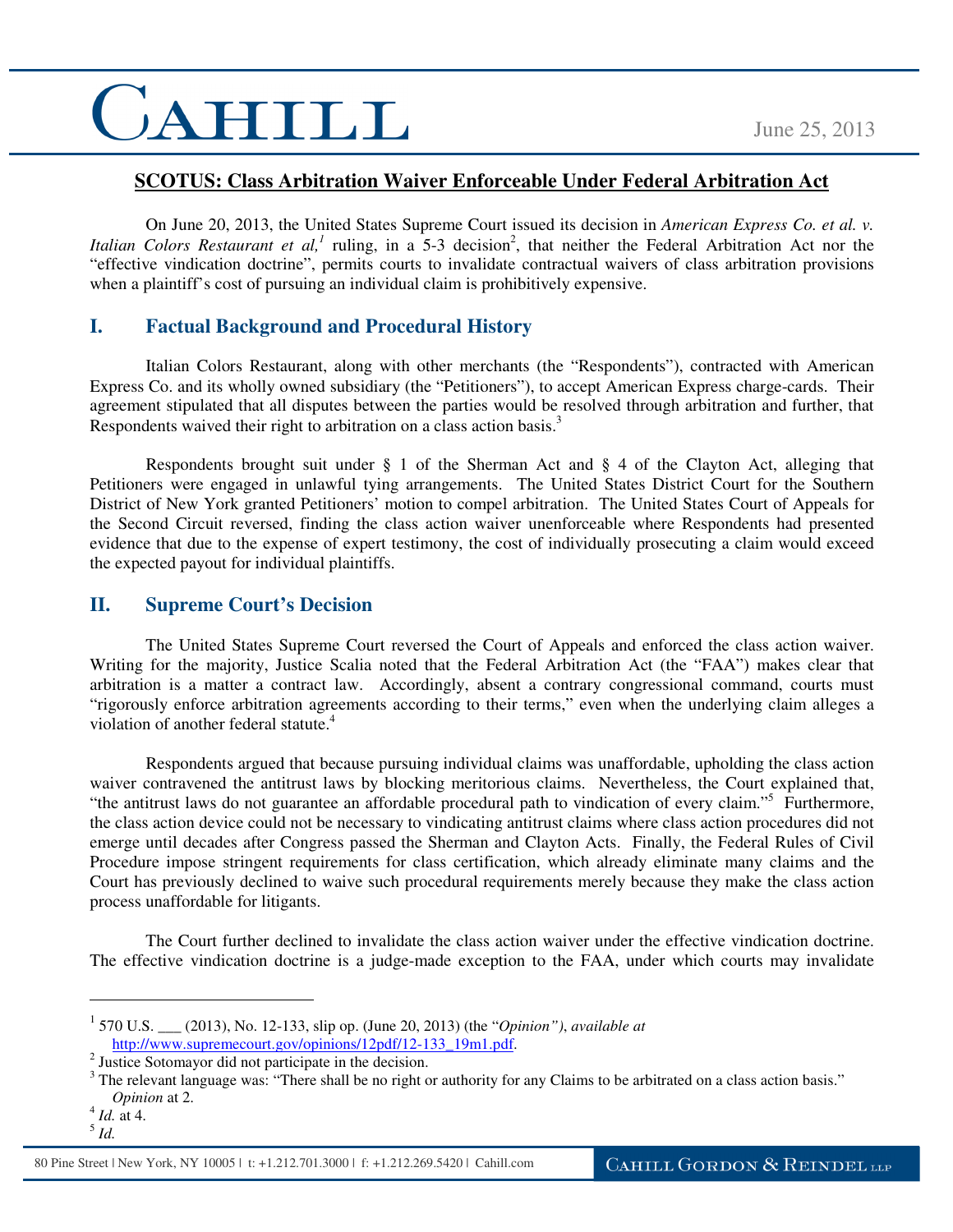June 25, 2013

## SCOTUS: Class Arbitration Waiver Enforceable Under Federal Arbitration Act

On June 20, 2013, the United States Supreme Court issued its decision in *American Express Co. et al. v. Italian Colors Restaurant et al,*[1] ruling, in a 5-3 decision[2], that neither the Federal Arbitration Act nor the "effective vindication doctrine", permits courts to invalidate contractual waivers of class arbitration provisions when a plaintiff's cost of pursuing an individual claim is prohibitively expensive.

## I. Factual Background and Procedural History

Italian Colors Restaurant, along with other merchants (the "Respondents"), contracted with American Express Co. and its wholly owned subsidiary (the "Petitioners"), to accept American Express charge-cards. Their agreement stipulated that all disputes between the parties would be resolved through arbitration and further, that Respondents waived their right to arbitration on a class action basis.[3]

Respondents brought suit under § 1 of the Sherman Act and § 4 of the Clayton Act, alleging that Petitioners were engaged in unlawful tying arrangements. The United States District Court for the Southern District of New York granted Petitioners' motion to compel arbitration. The United States Court of Appeals for the Second Circuit reversed, finding the class action waiver unenforceable where Respondents had presented evidence that due to the expense of expert testimony, the cost of individually prosecuting a claim would exceed the expected payout for individual plaintiffs.

## II. Supreme Court's Decision

The United States Supreme Court reversed the Court of Appeals and enforced the class action waiver. Writing for the majority, Justice Scalia noted that the Federal Arbitration Act (the "FAA") makes clear that arbitration is a matter a contract law. Accordingly, absent a contrary congressional command, courts must "rigorously enforce arbitration agreements according to their terms," even when the underlying claim alleges a violation of another federal statute.[4]

Respondents argued that because pursuing individual claims was unaffordable, upholding the class action waiver contravened the antitrust laws by blocking meritorious claims. Nevertheless, the Court explained that, "the antitrust laws do not guarantee an affordable procedural path to vindication of every claim."[5] Furthermore, the class action device could not be necessary to vindicating antitrust claims where class action procedures did not emerge until decades after Congress passed the Sherman and Clayton Acts. Finally, the Federal Rules of Civil Procedure impose stringent requirements for class certification, which already eliminate many claims and the Court has previously declined to waive such procedural requirements merely because they make the class action process unaffordable for litigants.

The Court further declined to invalidate the class action waiver under the effective vindication doctrine. The effective vindication doctrine is a judge-made exception to the FAA, under which courts may invalidate

---

[1] 570 U.S. ___ (2013), No. 12-133, slip op. (June 20, 2013) (the "*Opinion"*), *available at* http://www.supremecourt.gov/opinions/12pdf/12-133_19m1.pdf.

[2] Justice Sotomayor did not participate in the decision.

[3] The relevant language was: "There shall be no right or authority for any Claims to be arbitrated on a class action basis." *Opinion* at 2.

[4] *Id.* at 4.

[5] *Id.*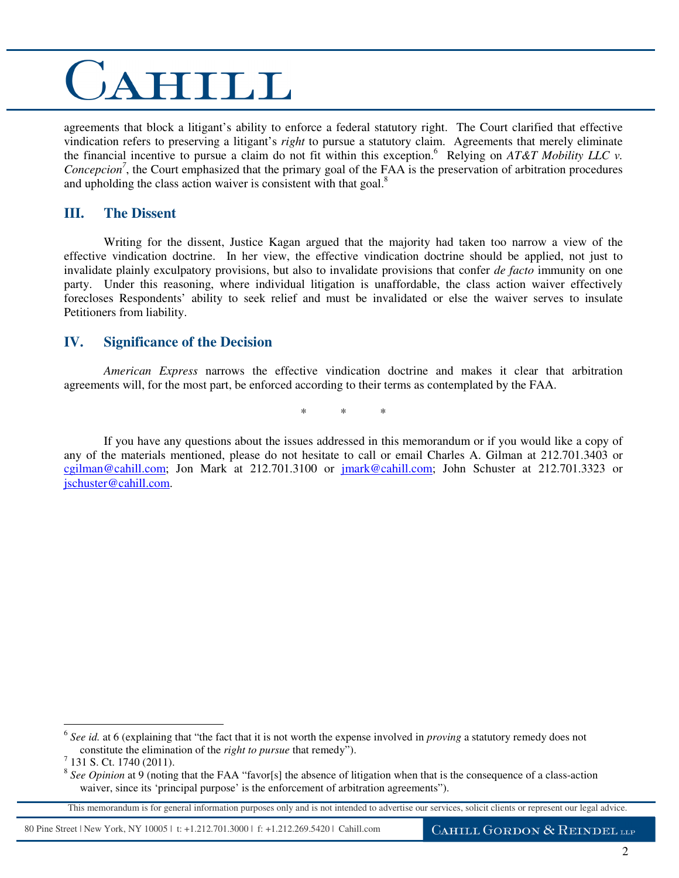agreements that block a litigant's ability to enforce a federal statutory right. The Court clarified that effective vindication refers to preserving a litigant's *right* to pursue a statutory claim. Agreements that merely eliminate the financial incentive to pursue a claim do not fit within this exception.[6] Relying on *AT&T Mobility LLC v. Concepcion*[7], the Court emphasized that the primary goal of the FAA is the preservation of arbitration procedures and upholding the class action waiver is consistent with that goal.[8]

## III. The Dissent

Writing for the dissent, Justice Kagan argued that the majority had taken too narrow a view of the effective vindication doctrine. In her view, the effective vindication doctrine should be applied, not just to invalidate plainly exculpatory provisions, but also to invalidate provisions that confer *de facto* immunity on one party. Under this reasoning, where individual litigation is unaffordable, the class action waiver effectively forecloses Respondents' ability to seek relief and must be invalidated or else the waiver serves to insulate Petitioners from liability.

## IV. Significance of the Decision

*American Express* narrows the effective vindication doctrine and makes it clear that arbitration agreements will, for the most part, be enforced according to their terms as contemplated by the FAA.

\* \* \*

If you have any questions about the issues addressed in this memorandum or if you would like a copy of any of the materials mentioned, please do not hesitate to call or email Charles A. Gilman at 212.701.3403 or cgilman@cahill.com; Jon Mark at 212.701.3100 or jmark@cahill.com; John Schuster at 212.701.3323 or jschuster@cahill.com.

---

[6] *See id.* at 6 (explaining that "the fact that it is not worth the expense involved in *proving* a statutory remedy does not constitute the elimination of the *right to pursue* that remedy").

[7] 131 S. Ct. 1740 (2011).

[8] *See Opinion* at 9 (noting that the FAA "favor[s] the absence of litigation when that is the consequence of a class-action waiver, since its 'principal purpose' is the enforcement of arbitration agreements").

This memorandum is for general information purposes only and is not intended to advertise our services, solicit clients or represent our legal advice.